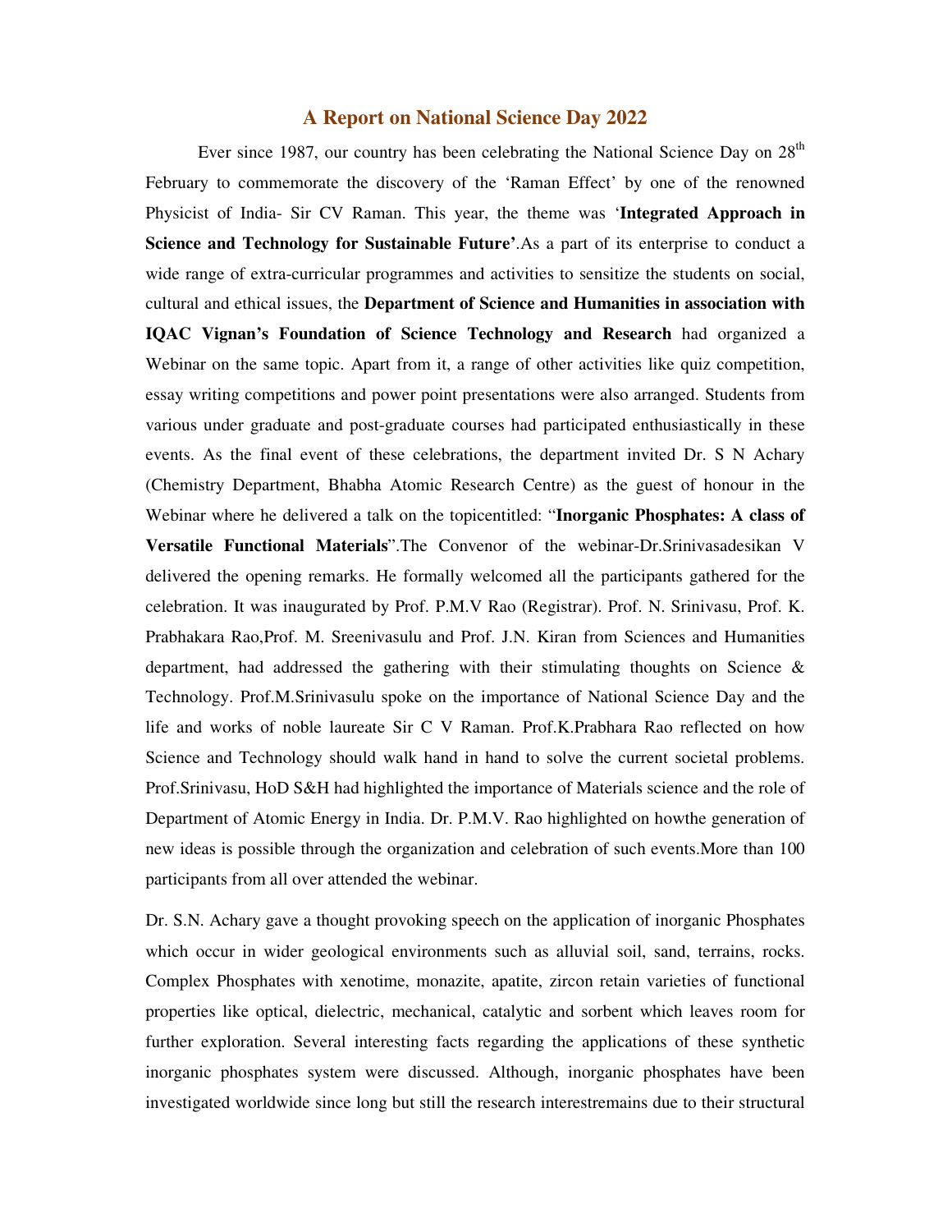## A Report on National Science Day 2022

Ever since 1987, our country has been celebrating the National Science Day on 28th February to commemorate the discovery of the 'Raman Effect' by one of the renowned Physicist of India- Sir CV Raman. This year, the theme was '**Integrated Approach in Science and Technology for Sustainable Future'**.As a part of its enterprise to conduct a wide range of extra-curricular programmes and activities to sensitize the students on social, cultural and ethical issues, the **Department of Science and Humanities in association with IQAC Vignan's Foundation of Science Technology and Research** had organized a Webinar on the same topic. Apart from it, a range of other activities like quiz competition, essay writing competitions and power point presentations were also arranged. Students from various under graduate and post-graduate courses had participated enthusiastically in these events. As the final event of these celebrations, the department invited Dr. S N Achary (Chemistry Department, Bhabha Atomic Research Centre) as the guest of honour in the Webinar where he delivered a talk on the topicentitled: "**Inorganic Phosphates: A class of Versatile Functional Materials**".The Convenor of the webinar-Dr.Srinivasadesikan V delivered the opening remarks. He formally welcomed all the participants gathered for the celebration. It was inaugurated by Prof. P.M.V Rao (Registrar). Prof. N. Srinivasu, Prof. K. Prabhakara Rao,Prof. M. Sreenivasulu and Prof. J.N. Kiran from Sciences and Humanities department, had addressed the gathering with their stimulating thoughts on Science & Technology. Prof.M.Srinivasulu spoke on the importance of National Science Day and the life and works of noble laureate Sir C V Raman. Prof.K.Prabhara Rao reflected on how Science and Technology should walk hand in hand to solve the current societal problems. Prof.Srinivasu, HoD S&H had highlighted the importance of Materials science and the role of Department of Atomic Energy in India. Dr. P.M.V. Rao highlighted on howthe generation of new ideas is possible through the organization and celebration of such events.More than 100 participants from all over attended the webinar.

Dr. S.N. Achary gave a thought provoking speech on the application of inorganic Phosphates which occur in wider geological environments such as alluvial soil, sand, terrains, rocks. Complex Phosphates with xenotime, monazite, apatite, zircon retain varieties of functional properties like optical, dielectric, mechanical, catalytic and sorbent which leaves room for further exploration. Several interesting facts regarding the applications of these synthetic inorganic phosphates system were discussed. Although, inorganic phosphates have been investigated worldwide since long but still the research interestremains due to their structural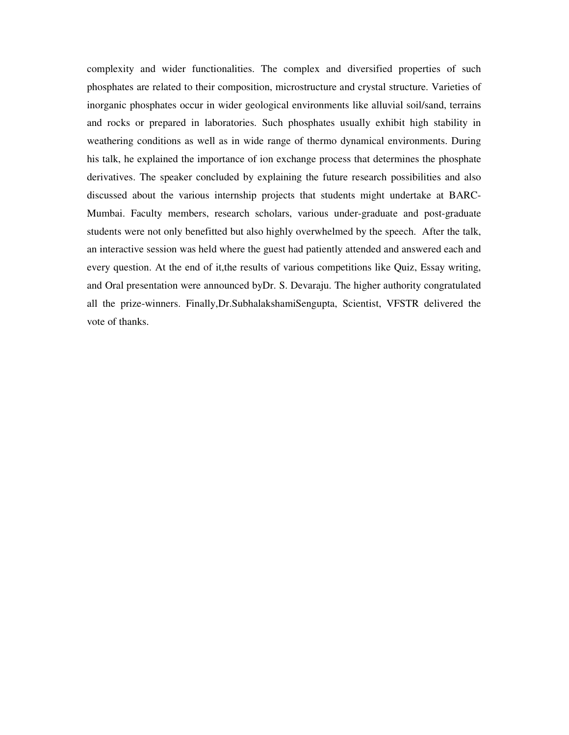complexity and wider functionalities. The complex and diversified properties of such phosphates are related to their composition, microstructure and crystal structure. Varieties of inorganic phosphates occur in wider geological environments like alluvial soil/sand, terrains and rocks or prepared in laboratories. Such phosphates usually exhibit high stability in weathering conditions as well as in wide range of thermo dynamical environments. During his talk, he explained the importance of ion exchange process that determines the phosphate derivatives. The speaker concluded by explaining the future research possibilities and also discussed about the various internship projects that students might undertake at BARC-Mumbai. Faculty members, research scholars, various under-graduate and post-graduate students were not only benefitted but also highly overwhelmed by the speech. After the talk, an interactive session was held where the guest had patiently attended and answered each and every question. At the end of it,the results of various competitions like Quiz, Essay writing, and Oral presentation were announced byDr. S. Devaraju. The higher authority congratulated all the prize-winners. Finally,Dr.SubhalakshamiSengupta, Scientist, VFSTR delivered the vote of thanks.